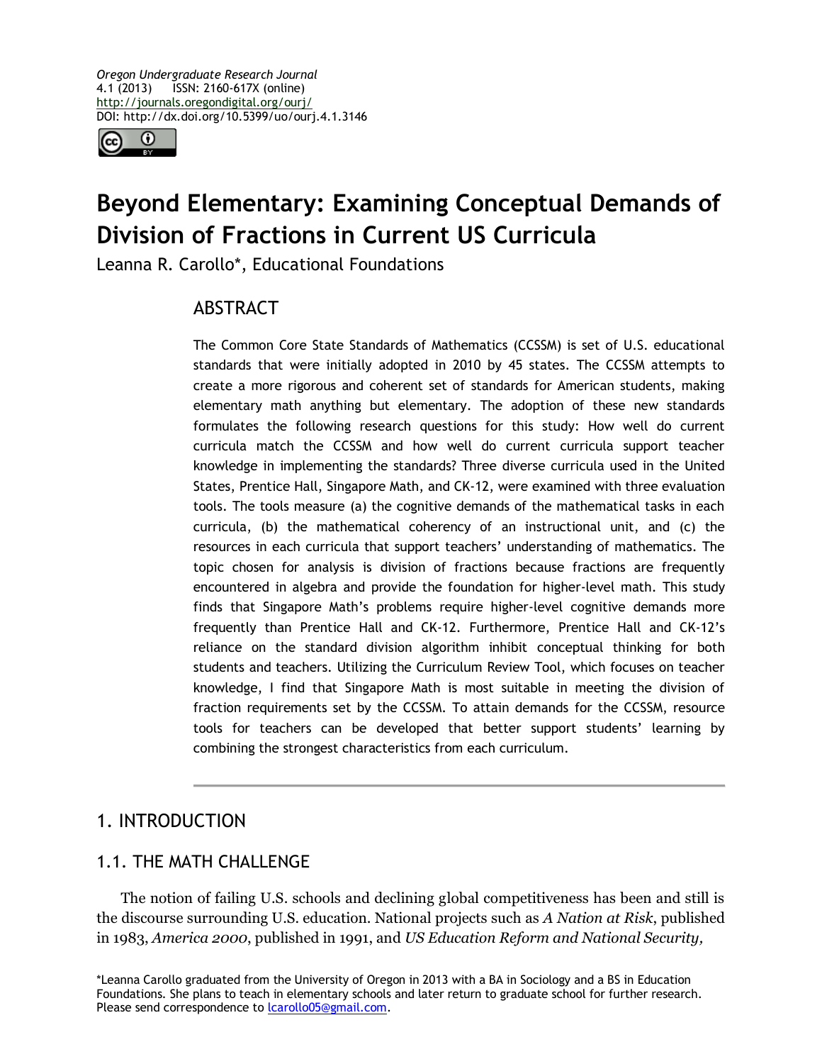*Oregon Undergraduate Research Journal*
4.1 (2013) ISSN: 2160-617X (online)
http://journals.oregondigital.org/ourj/
DOI: http://dx.doi.org/10.5399/uo/ourj.4.1.3146

# Beyond Elementary: Examining Conceptual Demands of Division of Fractions in Current US Curricula

Leanna R. Carollo*, Educational Foundations

## ABSTRACT

The Common Core State Standards of Mathematics (CCSSM) is set of U.S. educational standards that were initially adopted in 2010 by 45 states. The CCSSM attempts to create a more rigorous and coherent set of standards for American students, making elementary math anything but elementary. The adoption of these new standards formulates the following research questions for this study: How well do current curricula match the CCSSM and how well do current curricula support teacher knowledge in implementing the standards? Three diverse curricula used in the United States, Prentice Hall, Singapore Math, and CK-12, were examined with three evaluation tools. The tools measure (a) the cognitive demands of the mathematical tasks in each curricula, (b) the mathematical coherency of an instructional unit, and (c) the resources in each curricula that support teachers' understanding of mathematics. The topic chosen for analysis is division of fractions because fractions are frequently encountered in algebra and provide the foundation for higher-level math. This study finds that Singapore Math's problems require higher-level cognitive demands more frequently than Prentice Hall and CK-12. Furthermore, Prentice Hall and CK-12's reliance on the standard division algorithm inhibit conceptual thinking for both students and teachers. Utilizing the Curriculum Review Tool, which focuses on teacher knowledge, I find that Singapore Math is most suitable in meeting the division of fraction requirements set by the CCSSM. To attain demands for the CCSSM, resource tools for teachers can be developed that better support students' learning by combining the strongest characteristics from each curriculum.

## 1. INTRODUCTION

### 1.1. THE MATH CHALLENGE

The notion of failing U.S. schools and declining global competitiveness has been and still is the discourse surrounding U.S. education. National projects such as *A Nation at Risk*, published in 1983, *America 2000*, published in 1991, and *US Education Reform and National Security,*

*Leanna Carollo graduated from the University of Oregon in 2013 with a BA in Sociology and a BS in Education Foundations. She plans to teach in elementary schools and later return to graduate school for further research. Please send correspondence to lcarollo05@gmail.com.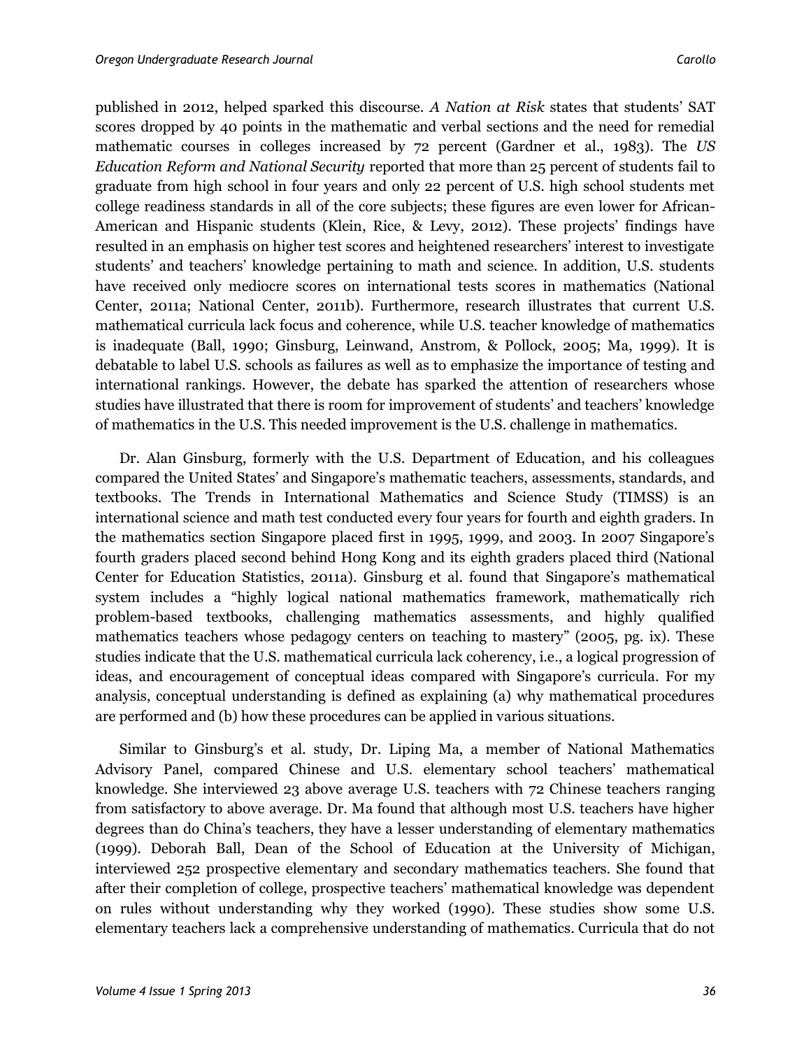published in 2012, helped sparked this discourse. *A Nation at Risk* states that students' SAT scores dropped by 40 points in the mathematic and verbal sections and the need for remedial mathematic courses in colleges increased by 72 percent (Gardner et al., 1983). The *US Education Reform and National Security* reported that more than 25 percent of students fail to graduate from high school in four years and only 22 percent of U.S. high school students met college readiness standards in all of the core subjects; these figures are even lower for African-American and Hispanic students (Klein, Rice, & Levy, 2012). These projects' findings have resulted in an emphasis on higher test scores and heightened researchers' interest to investigate students' and teachers' knowledge pertaining to math and science. In addition, U.S. students have received only mediocre scores on international tests scores in mathematics (National Center, 2011a; National Center, 2011b). Furthermore, research illustrates that current U.S. mathematical curricula lack focus and coherence, while U.S. teacher knowledge of mathematics is inadequate (Ball, 1990; Ginsburg, Leinwand, Anstrom, & Pollock, 2005; Ma, 1999). It is debatable to label U.S. schools as failures as well as to emphasize the importance of testing and international rankings. However, the debate has sparked the attention of researchers whose studies have illustrated that there is room for improvement of students' and teachers' knowledge of mathematics in the U.S. This needed improvement is the U.S. challenge in mathematics.

Dr. Alan Ginsburg, formerly with the U.S. Department of Education, and his colleagues compared the United States' and Singapore's mathematic teachers, assessments, standards, and textbooks. The Trends in International Mathematics and Science Study (TIMSS) is an international science and math test conducted every four years for fourth and eighth graders. In the mathematics section Singapore placed first in 1995, 1999, and 2003. In 2007 Singapore's fourth graders placed second behind Hong Kong and its eighth graders placed third (National Center for Education Statistics, 2011a). Ginsburg et al. found that Singapore's mathematical system includes a "highly logical national mathematics framework, mathematically rich problem-based textbooks, challenging mathematics assessments, and highly qualified mathematics teachers whose pedagogy centers on teaching to mastery" (2005, pg. ix). These studies indicate that the U.S. mathematical curricula lack coherency, i.e., a logical progression of ideas, and encouragement of conceptual ideas compared with Singapore's curricula. For my analysis, conceptual understanding is defined as explaining (a) why mathematical procedures are performed and (b) how these procedures can be applied in various situations.

Similar to Ginsburg's et al. study, Dr. Liping Ma, a member of National Mathematics Advisory Panel, compared Chinese and U.S. elementary school teachers' mathematical knowledge. She interviewed 23 above average U.S. teachers with 72 Chinese teachers ranging from satisfactory to above average. Dr. Ma found that although most U.S. teachers have higher degrees than do China's teachers, they have a lesser understanding of elementary mathematics (1999). Deborah Ball, Dean of the School of Education at the University of Michigan, interviewed 252 prospective elementary and secondary mathematics teachers. She found that after their completion of college, prospective teachers' mathematical knowledge was dependent on rules without understanding why they worked (1990). These studies show some U.S. elementary teachers lack a comprehensive understanding of mathematics. Curricula that do not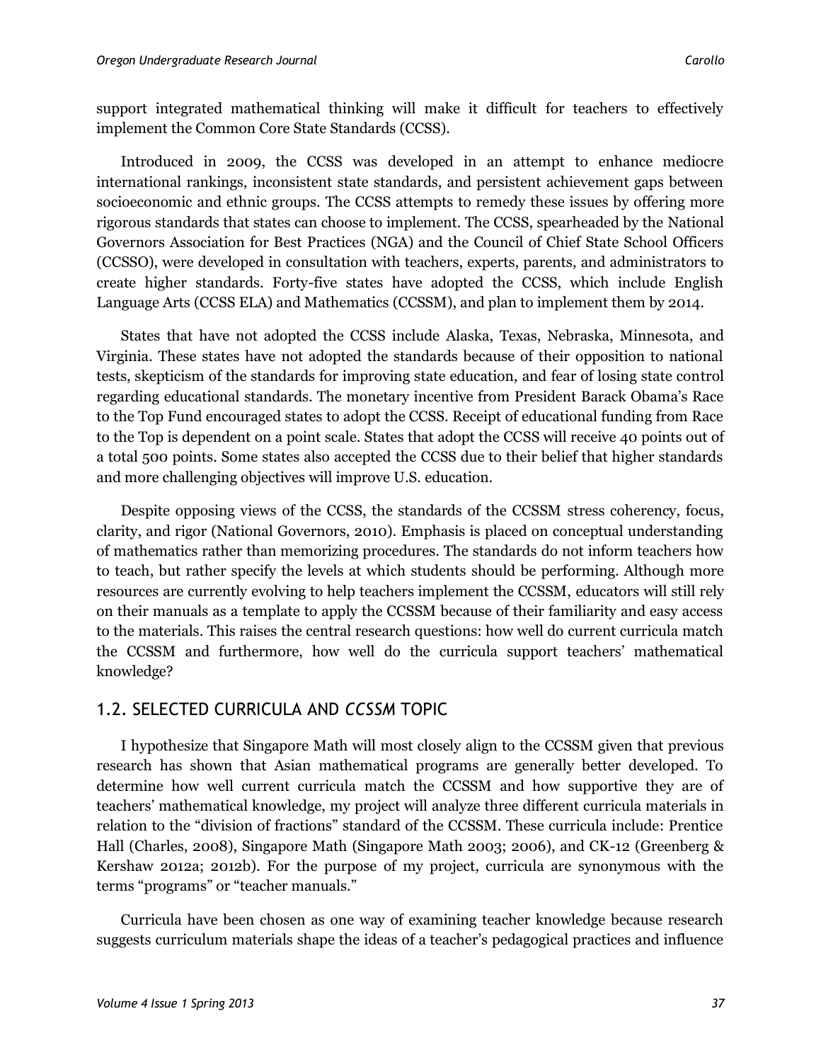support integrated mathematical thinking will make it difficult for teachers to effectively implement the Common Core State Standards (CCSS).

Introduced in 2009, the CCSS was developed in an attempt to enhance mediocre international rankings, inconsistent state standards, and persistent achievement gaps between socioeconomic and ethnic groups. The CCSS attempts to remedy these issues by offering more rigorous standards that states can choose to implement. The CCSS, spearheaded by the National Governors Association for Best Practices (NGA) and the Council of Chief State School Officers (CCSSO), were developed in consultation with teachers, experts, parents, and administrators to create higher standards. Forty-five states have adopted the CCSS, which include English Language Arts (CCSS ELA) and Mathematics (CCSSM), and plan to implement them by 2014.

States that have not adopted the CCSS include Alaska, Texas, Nebraska, Minnesota, and Virginia. These states have not adopted the standards because of their opposition to national tests, skepticism of the standards for improving state education, and fear of losing state control regarding educational standards. The monetary incentive from President Barack Obama's Race to the Top Fund encouraged states to adopt the CCSS. Receipt of educational funding from Race to the Top is dependent on a point scale. States that adopt the CCSS will receive 40 points out of a total 500 points. Some states also accepted the CCSS due to their belief that higher standards and more challenging objectives will improve U.S. education.

Despite opposing views of the CCSS, the standards of the CCSSM stress coherency, focus, clarity, and rigor (National Governors, 2010). Emphasis is placed on conceptual understanding of mathematics rather than memorizing procedures. The standards do not inform teachers how to teach, but rather specify the levels at which students should be performing. Although more resources are currently evolving to help teachers implement the CCSSM, educators will still rely on their manuals as a template to apply the CCSSM because of their familiarity and easy access to the materials. This raises the central research questions: how well do current curricula match the CCSSM and furthermore, how well do the curricula support teachers' mathematical knowledge?

## 1.2. SELECTED CURRICULA AND *CCSSM* TOPIC

I hypothesize that Singapore Math will most closely align to the CCSSM given that previous research has shown that Asian mathematical programs are generally better developed. To determine how well current curricula match the CCSSM and how supportive they are of teachers' mathematical knowledge, my project will analyze three different curricula materials in relation to the "division of fractions" standard of the CCSSM. These curricula include: Prentice Hall (Charles, 2008), Singapore Math (Singapore Math 2003; 2006), and CK-12 (Greenberg & Kershaw 2012a; 2012b). For the purpose of my project, curricula are synonymous with the terms "programs" or "teacher manuals."

Curricula have been chosen as one way of examining teacher knowledge because research suggests curriculum materials shape the ideas of a teacher's pedagogical practices and influence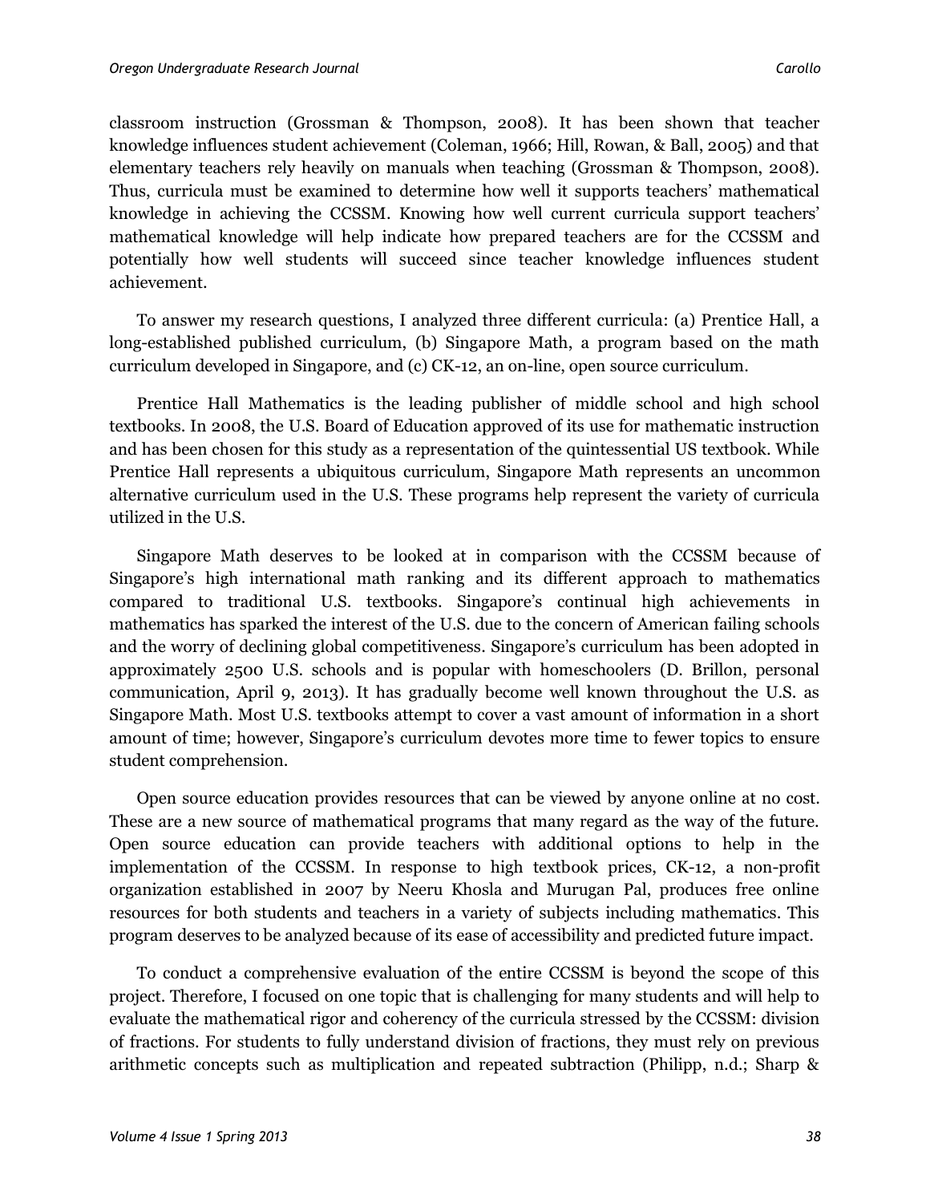classroom instruction (Grossman & Thompson, 2008). It has been shown that teacher knowledge influences student achievement (Coleman, 1966; Hill, Rowan, & Ball, 2005) and that elementary teachers rely heavily on manuals when teaching (Grossman & Thompson, 2008). Thus, curricula must be examined to determine how well it supports teachers' mathematical knowledge in achieving the CCSSM. Knowing how well current curricula support teachers' mathematical knowledge will help indicate how prepared teachers are for the CCSSM and potentially how well students will succeed since teacher knowledge influences student achievement.

To answer my research questions, I analyzed three different curricula: (a) Prentice Hall, a long-established published curriculum, (b) Singapore Math, a program based on the math curriculum developed in Singapore, and (c) CK-12, an on-line, open source curriculum.

Prentice Hall Mathematics is the leading publisher of middle school and high school textbooks. In 2008, the U.S. Board of Education approved of its use for mathematic instruction and has been chosen for this study as a representation of the quintessential US textbook. While Prentice Hall represents a ubiquitous curriculum, Singapore Math represents an uncommon alternative curriculum used in the U.S. These programs help represent the variety of curricula utilized in the U.S.

Singapore Math deserves to be looked at in comparison with the CCSSM because of Singapore's high international math ranking and its different approach to mathematics compared to traditional U.S. textbooks. Singapore's continual high achievements in mathematics has sparked the interest of the U.S. due to the concern of American failing schools and the worry of declining global competitiveness. Singapore's curriculum has been adopted in approximately 2500 U.S. schools and is popular with homeschoolers (D. Brillon, personal communication, April 9, 2013). It has gradually become well known throughout the U.S. as Singapore Math. Most U.S. textbooks attempt to cover a vast amount of information in a short amount of time; however, Singapore's curriculum devotes more time to fewer topics to ensure student comprehension.

Open source education provides resources that can be viewed by anyone online at no cost. These are a new source of mathematical programs that many regard as the way of the future. Open source education can provide teachers with additional options to help in the implementation of the CCSSM. In response to high textbook prices, CK-12, a non-profit organization established in 2007 by Neeru Khosla and Murugan Pal, produces free online resources for both students and teachers in a variety of subjects including mathematics. This program deserves to be analyzed because of its ease of accessibility and predicted future impact.

To conduct a comprehensive evaluation of the entire CCSSM is beyond the scope of this project. Therefore, I focused on one topic that is challenging for many students and will help to evaluate the mathematical rigor and coherency of the curricula stressed by the CCSSM: division of fractions. For students to fully understand division of fractions, they must rely on previous arithmetic concepts such as multiplication and repeated subtraction (Philipp, n.d.; Sharp &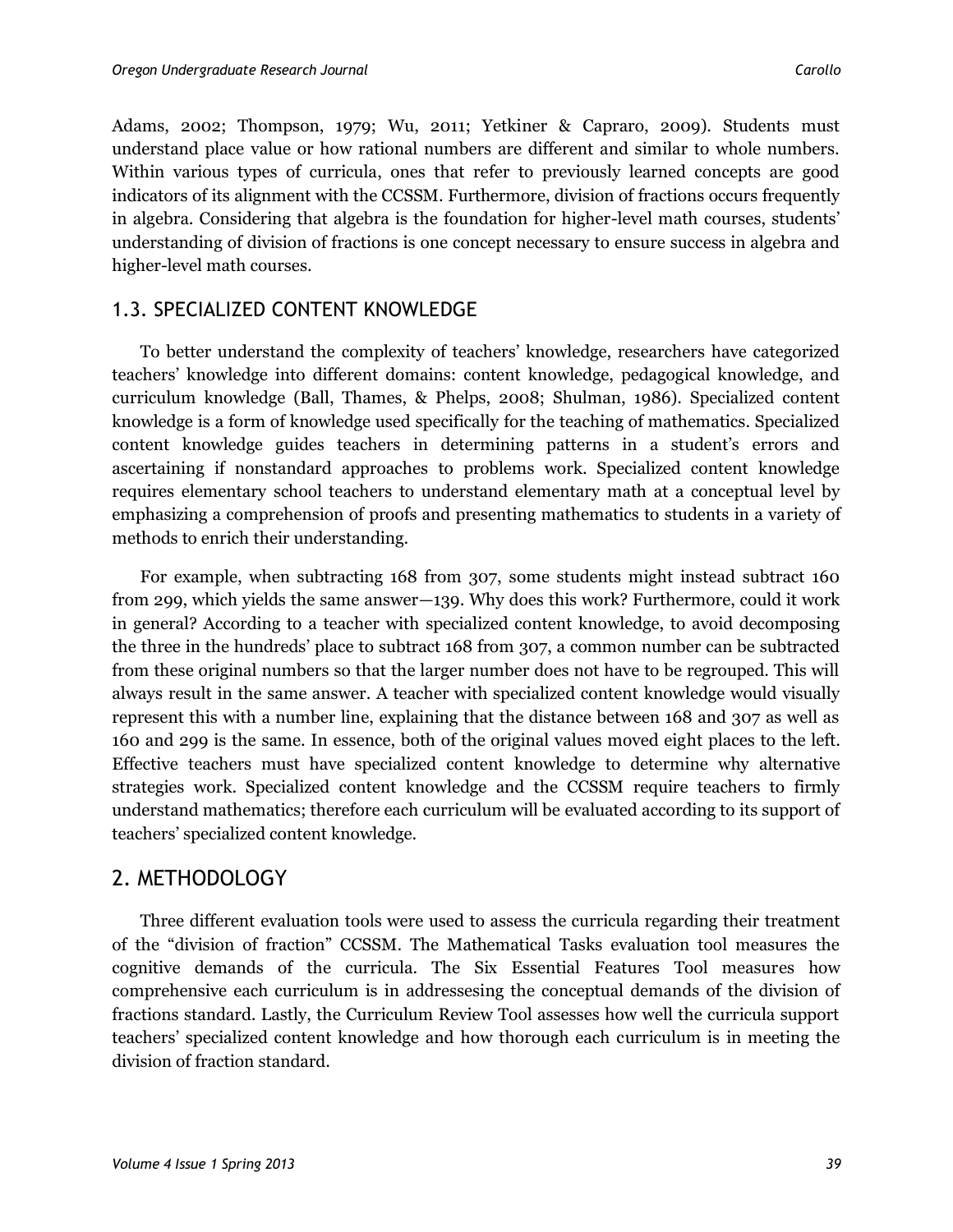Adams, 2002; Thompson, 1979; Wu, 2011; Yetkiner & Capraro, 2009). Students must understand place value or how rational numbers are different and similar to whole numbers. Within various types of curricula, ones that refer to previously learned concepts are good indicators of its alignment with the CCSSM. Furthermore, division of fractions occurs frequently in algebra. Considering that algebra is the foundation for higher-level math courses, students' understanding of division of fractions is one concept necessary to ensure success in algebra and higher-level math courses.

## 1.3. SPECIALIZED CONTENT KNOWLEDGE

To better understand the complexity of teachers' knowledge, researchers have categorized teachers' knowledge into different domains: content knowledge, pedagogical knowledge, and curriculum knowledge (Ball, Thames, & Phelps, 2008; Shulman, 1986). Specialized content knowledge is a form of knowledge used specifically for the teaching of mathematics. Specialized content knowledge guides teachers in determining patterns in a student's errors and ascertaining if nonstandard approaches to problems work. Specialized content knowledge requires elementary school teachers to understand elementary math at a conceptual level by emphasizing a comprehension of proofs and presenting mathematics to students in a variety of methods to enrich their understanding.

For example, when subtracting 168 from 307, some students might instead subtract 160 from 299, which yields the same answer—139. Why does this work? Furthermore, could it work in general? According to a teacher with specialized content knowledge, to avoid decomposing the three in the hundreds' place to subtract 168 from 307, a common number can be subtracted from these original numbers so that the larger number does not have to be regrouped. This will always result in the same answer. A teacher with specialized content knowledge would visually represent this with a number line, explaining that the distance between 168 and 307 as well as 160 and 299 is the same. In essence, both of the original values moved eight places to the left. Effective teachers must have specialized content knowledge to determine why alternative strategies work. Specialized content knowledge and the CCSSM require teachers to firmly understand mathematics; therefore each curriculum will be evaluated according to its support of teachers' specialized content knowledge.

## 2. METHODOLOGY

Three different evaluation tools were used to assess the curricula regarding their treatment of the "division of fraction" CCSSM. The Mathematical Tasks evaluation tool measures the cognitive demands of the curricula. The Six Essential Features Tool measures how comprehensive each curriculum is in addressesing the conceptual demands of the division of fractions standard. Lastly, the Curriculum Review Tool assesses how well the curricula support teachers' specialized content knowledge and how thorough each curriculum is in meeting the division of fraction standard.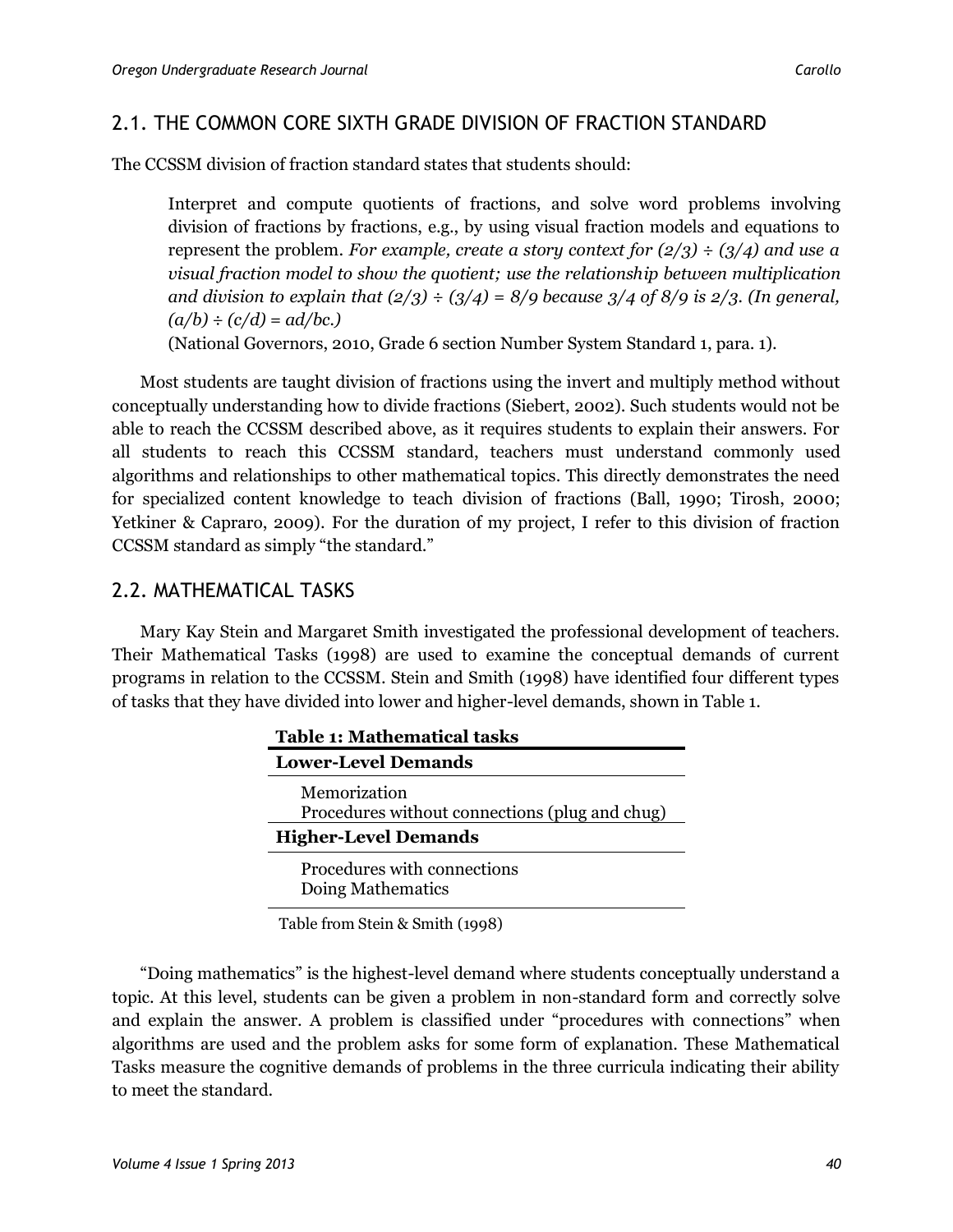## 2.1. THE COMMON CORE SIXTH GRADE DIVISION OF FRACTION STANDARD

The CCSSM division of fraction standard states that students should:

> Interpret and compute quotients of fractions, and solve word problems involving division of fractions by fractions, e.g., by using visual fraction models and equations to represent the problem. *For example, create a story context for $(2/3) \div (3/4)$ and use a visual fraction model to show the quotient; use the relationship between multiplication and division to explain that $(2/3) \div (3/4) = 8/9$ because $3/4$ of $8/9$ is $2/3$. (In general, $(a/b) \div (c/d) = ad/bc$.)*
>
> (National Governors, 2010, Grade 6 section Number System Standard 1, para. 1).

Most students are taught division of fractions using the invert and multiply method without conceptually understanding how to divide fractions (Siebert, 2002). Such students would not be able to reach the CCSSM described above, as it requires students to explain their answers. For all students to reach this CCSSM standard, teachers must understand commonly used algorithms and relationships to other mathematical topics. This directly demonstrates the need for specialized content knowledge to teach division of fractions (Ball, 1990; Tirosh, 2000; Yetkiner & Capraro, 2009). For the duration of my project, I refer to this division of fraction CCSSM standard as simply "the standard."

## 2.2. MATHEMATICAL TASKS

Mary Kay Stein and Margaret Smith investigated the professional development of teachers. Their Mathematical Tasks (1998) are used to examine the conceptual demands of current programs in relation to the CCSSM. Stein and Smith (1998) have identified four different types of tasks that they have divided into lower and higher-level demands, shown in Table 1.

**Table 1: Mathematical tasks**

| Lower-Level Demands |
| --- |
| Memorization |
| Procedures without connections (plug and chug) |
| **Higher-Level Demands** |
| Procedures with connections |
| Doing Mathematics |

Table from Stein & Smith (1998)

"Doing mathematics" is the highest-level demand where students conceptually understand a topic. At this level, students can be given a problem in non-standard form and correctly solve and explain the answer. A problem is classified under "procedures with connections" when algorithms are used and the problem asks for some form of explanation. These Mathematical Tasks measure the cognitive demands of problems in the three curricula indicating their ability to meet the standard.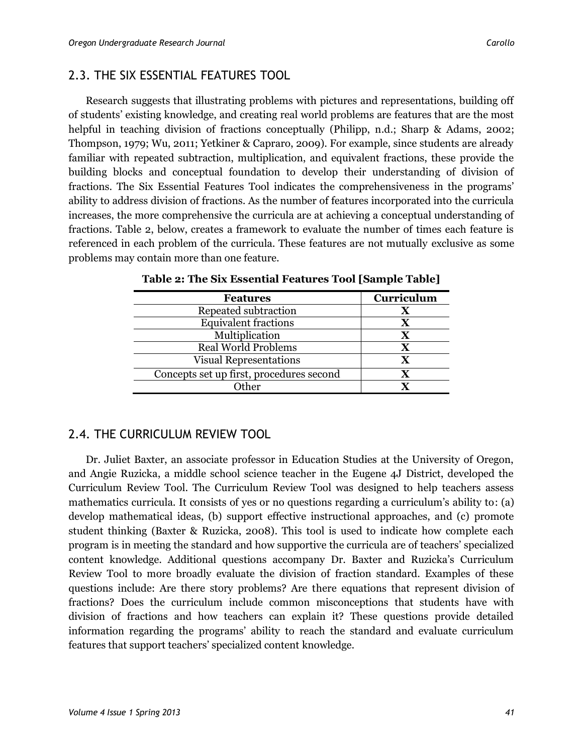## 2.3. THE SIX ESSENTIAL FEATURES TOOL

Research suggests that illustrating problems with pictures and representations, building off of students' existing knowledge, and creating real world problems are features that are the most helpful in teaching division of fractions conceptually (Philipp, n.d.; Sharp & Adams, 2002; Thompson, 1979; Wu, 2011; Yetkiner & Capraro, 2009). For example, since students are already familiar with repeated subtraction, multiplication, and equivalent fractions, these provide the building blocks and conceptual foundation to develop their understanding of division of fractions. The Six Essential Features Tool indicates the comprehensiveness in the programs' ability to address division of fractions. As the number of features incorporated into the curricula increases, the more comprehensive the curricula are at achieving a conceptual understanding of fractions. Table 2, below, creates a framework to evaluate the number of times each feature is referenced in each problem of the curricula. These features are not mutually exclusive as some problems may contain more than one feature.

**Table 2: The Six Essential Features Tool [Sample Table]**

| Features | Curriculum |
|---|---|
| Repeated subtraction | X |
| Equivalent fractions | X |
| Multiplication | X |
| Real World Problems | X |
| Visual Representations | X |
| Concepts set up first, procedures second | X |
| Other | X |

## 2.4. THE CURRICULUM REVIEW TOOL

Dr. Juliet Baxter, an associate professor in Education Studies at the University of Oregon, and Angie Ruzicka, a middle school science teacher in the Eugene 4J District, developed the Curriculum Review Tool. The Curriculum Review Tool was designed to help teachers assess mathematics curricula. It consists of yes or no questions regarding a curriculum's ability to: (a) develop mathematical ideas, (b) support effective instructional approaches, and (c) promote student thinking (Baxter & Ruzicka, 2008). This tool is used to indicate how complete each program is in meeting the standard and how supportive the curricula are of teachers' specialized content knowledge. Additional questions accompany Dr. Baxter and Ruzicka's Curriculum Review Tool to more broadly evaluate the division of fraction standard. Examples of these questions include: Are there story problems? Are there equations that represent division of fractions? Does the curriculum include common misconceptions that students have with division of fractions and how teachers can explain it? These questions provide detailed information regarding the programs' ability to reach the standard and evaluate curriculum features that support teachers' specialized content knowledge.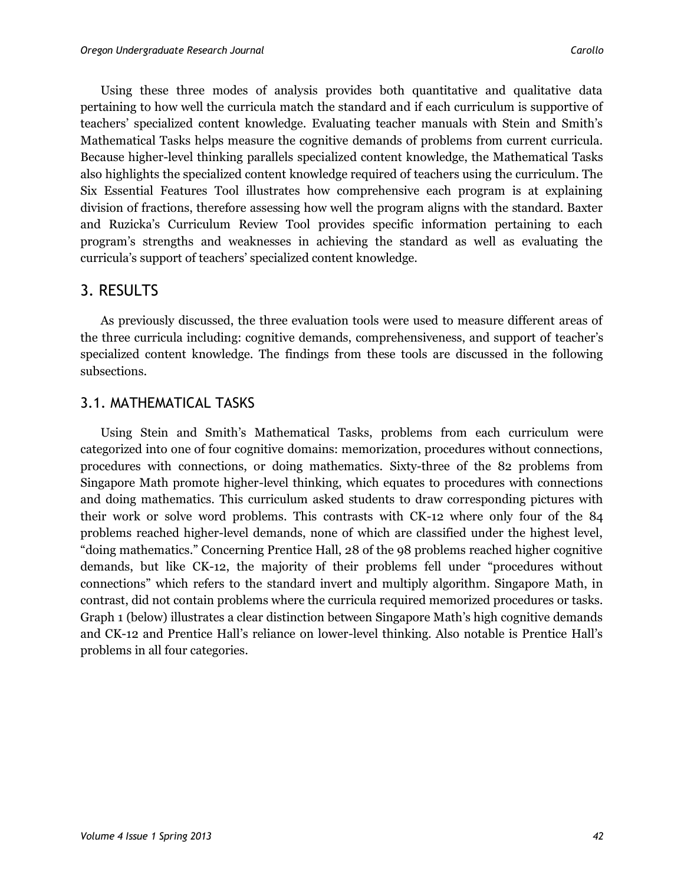Using these three modes of analysis provides both quantitative and qualitative data pertaining to how well the curricula match the standard and if each curriculum is supportive of teachers' specialized content knowledge. Evaluating teacher manuals with Stein and Smith's Mathematical Tasks helps measure the cognitive demands of problems from current curricula. Because higher-level thinking parallels specialized content knowledge, the Mathematical Tasks also highlights the specialized content knowledge required of teachers using the curriculum. The Six Essential Features Tool illustrates how comprehensive each program is at explaining division of fractions, therefore assessing how well the program aligns with the standard. Baxter and Ruzicka's Curriculum Review Tool provides specific information pertaining to each program's strengths and weaknesses in achieving the standard as well as evaluating the curricula's support of teachers' specialized content knowledge.

## 3. RESULTS

As previously discussed, the three evaluation tools were used to measure different areas of the three curricula including: cognitive demands, comprehensiveness, and support of teacher's specialized content knowledge. The findings from these tools are discussed in the following subsections.

### 3.1. MATHEMATICAL TASKS

Using Stein and Smith's Mathematical Tasks, problems from each curriculum were categorized into one of four cognitive domains: memorization, procedures without connections, procedures with connections, or doing mathematics. Sixty-three of the 82 problems from Singapore Math promote higher-level thinking, which equates to procedures with connections and doing mathematics. This curriculum asked students to draw corresponding pictures with their work or solve word problems. This contrasts with CK-12 where only four of the 84 problems reached higher-level demands, none of which are classified under the highest level, "doing mathematics." Concerning Prentice Hall, 28 of the 98 problems reached higher cognitive demands, but like CK-12, the majority of their problems fell under "procedures without connections" which refers to the standard invert and multiply algorithm. Singapore Math, in contrast, did not contain problems where the curricula required memorized procedures or tasks. Graph 1 (below) illustrates a clear distinction between Singapore Math's high cognitive demands and CK-12 and Prentice Hall's reliance on lower-level thinking. Also notable is Prentice Hall's problems in all four categories.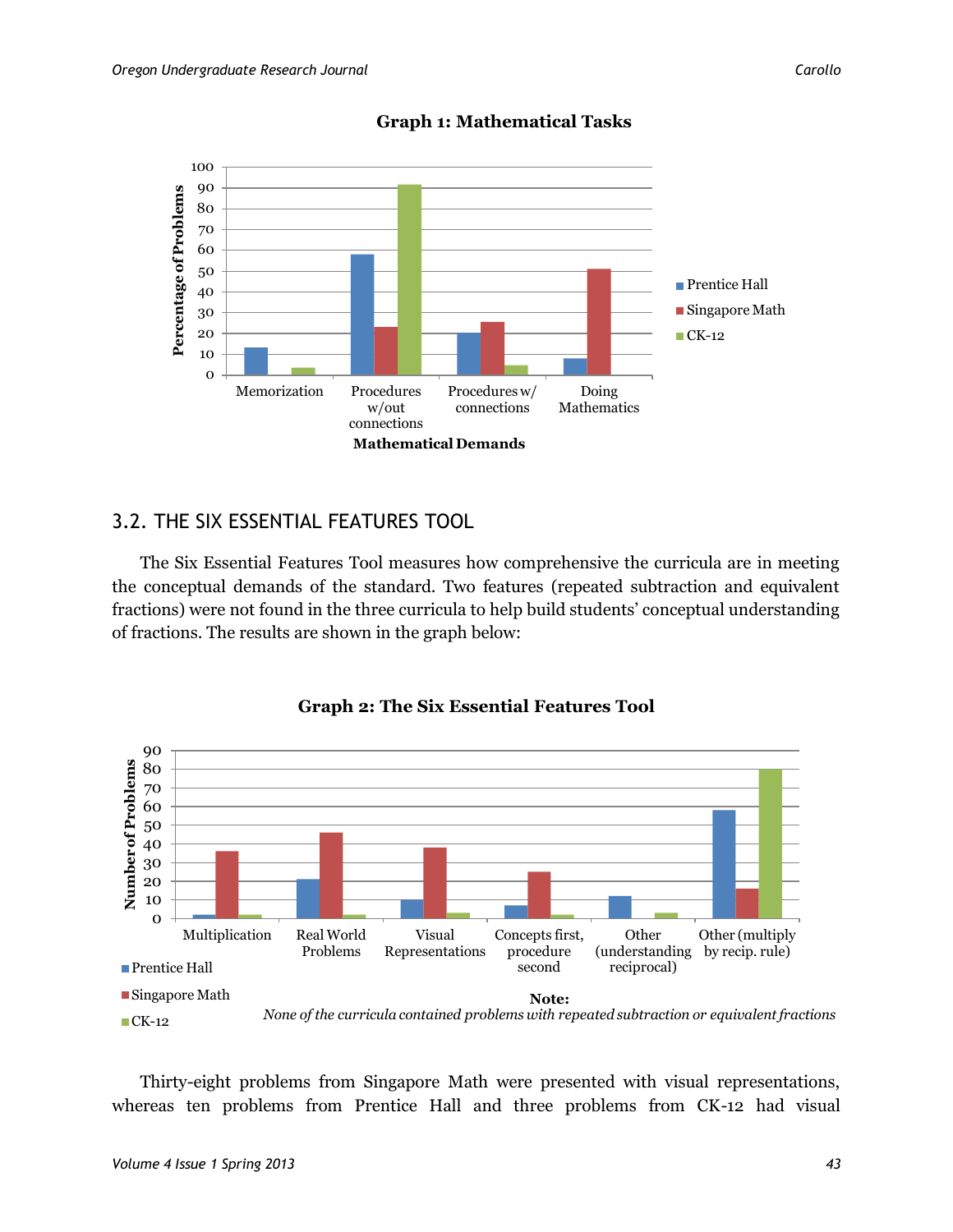**Graph 1: Mathematical Tasks**

**3.2. THE SIX ESSENTIAL FEATURES TOOL**

The Six Essential Features Tool measures how comprehensive the curricula are in meeting the conceptual demands of the standard. Two features (repeated subtraction and equivalent fractions) were not found in the three curricula to help build students' conceptual understanding of fractions. The results are shown in the graph below:

**Graph 2: The Six Essential Features Tool**

**Note:**
*None of the curricula contained problems with repeated subtraction or equivalent fractions*

Thirty-eight problems from Singapore Math were presented with visual representations, whereas ten problems from Prentice Hall and three problems from CK-12 had visual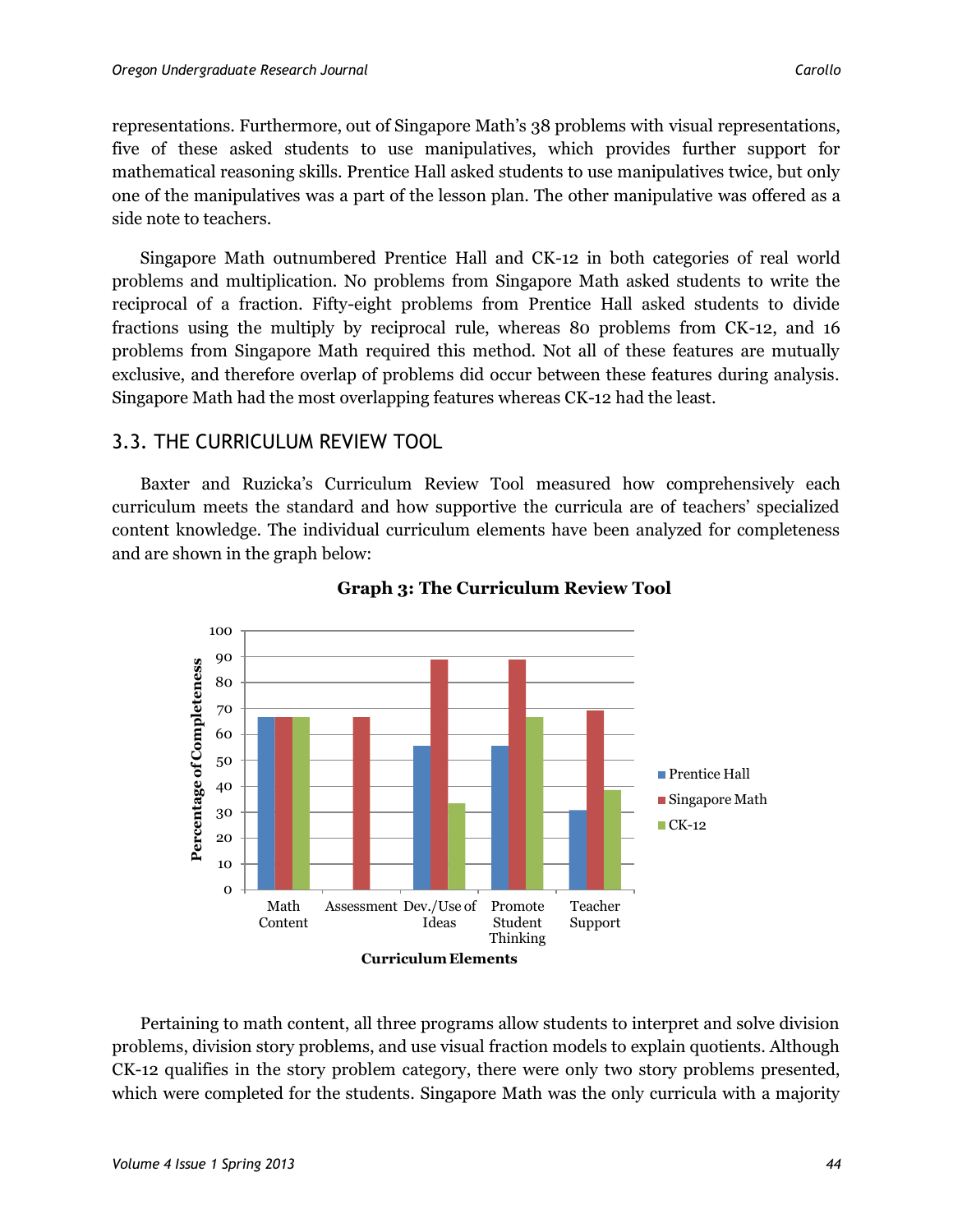representations. Furthermore, out of Singapore Math's 38 problems with visual representations, five of these asked students to use manipulatives, which provides further support for mathematical reasoning skills. Prentice Hall asked students to use manipulatives twice, but only one of the manipulatives was a part of the lesson plan. The other manipulative was offered as a side note to teachers.

Singapore Math outnumbered Prentice Hall and CK-12 in both categories of real world problems and multiplication. No problems from Singapore Math asked students to write the reciprocal of a fraction. Fifty-eight problems from Prentice Hall asked students to divide fractions using the multiply by reciprocal rule, whereas 80 problems from CK-12, and 16 problems from Singapore Math required this method. Not all of these features are mutually exclusive, and therefore overlap of problems did occur between these features during analysis. Singapore Math had the most overlapping features whereas CK-12 had the least.

## 3.3. THE CURRICULUM REVIEW TOOL

Baxter and Ruzicka's Curriculum Review Tool measured how comprehensively each curriculum meets the standard and how supportive the curricula are of teachers' specialized content knowledge. The individual curriculum elements have been analyzed for completeness and are shown in the graph below:

**Graph 3: The Curriculum Review Tool**

Pertaining to math content, all three programs allow students to interpret and solve division problems, division story problems, and use visual fraction models to explain quotients. Although CK-12 qualifies in the story problem category, there were only two story problems presented, which were completed for the students. Singapore Math was the only curricula with a majority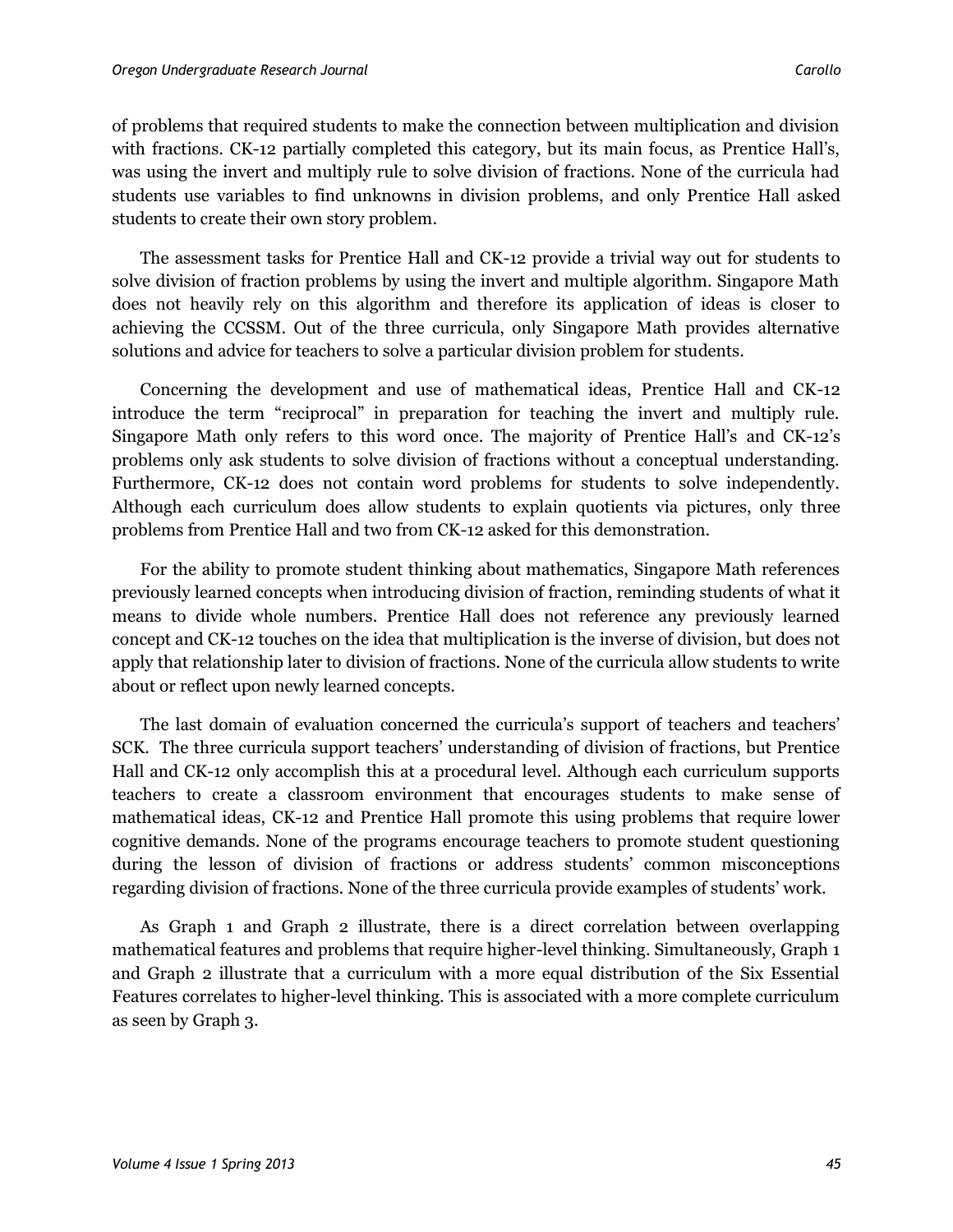of problems that required students to make the connection between multiplication and division with fractions. CK-12 partially completed this category, but its main focus, as Prentice Hall's, was using the invert and multiply rule to solve division of fractions. None of the curricula had students use variables to find unknowns in division problems, and only Prentice Hall asked students to create their own story problem.

The assessment tasks for Prentice Hall and CK-12 provide a trivial way out for students to solve division of fraction problems by using the invert and multiple algorithm. Singapore Math does not heavily rely on this algorithm and therefore its application of ideas is closer to achieving the CCSSM. Out of the three curricula, only Singapore Math provides alternative solutions and advice for teachers to solve a particular division problem for students.

Concerning the development and use of mathematical ideas, Prentice Hall and CK-12 introduce the term "reciprocal" in preparation for teaching the invert and multiply rule. Singapore Math only refers to this word once. The majority of Prentice Hall's and CK-12's problems only ask students to solve division of fractions without a conceptual understanding. Furthermore, CK-12 does not contain word problems for students to solve independently. Although each curriculum does allow students to explain quotients via pictures, only three problems from Prentice Hall and two from CK-12 asked for this demonstration.

For the ability to promote student thinking about mathematics, Singapore Math references previously learned concepts when introducing division of fraction, reminding students of what it means to divide whole numbers. Prentice Hall does not reference any previously learned concept and CK-12 touches on the idea that multiplication is the inverse of division, but does not apply that relationship later to division of fractions. None of the curricula allow students to write about or reflect upon newly learned concepts.

The last domain of evaluation concerned the curricula's support of teachers and teachers' SCK. The three curricula support teachers' understanding of division of fractions, but Prentice Hall and CK-12 only accomplish this at a procedural level. Although each curriculum supports teachers to create a classroom environment that encourages students to make sense of mathematical ideas, CK-12 and Prentice Hall promote this using problems that require lower cognitive demands. None of the programs encourage teachers to promote student questioning during the lesson of division of fractions or address students' common misconceptions regarding division of fractions. None of the three curricula provide examples of students' work.

As Graph 1 and Graph 2 illustrate, there is a direct correlation between overlapping mathematical features and problems that require higher-level thinking. Simultaneously, Graph 1 and Graph 2 illustrate that a curriculum with a more equal distribution of the Six Essential Features correlates to higher-level thinking. This is associated with a more complete curriculum as seen by Graph 3.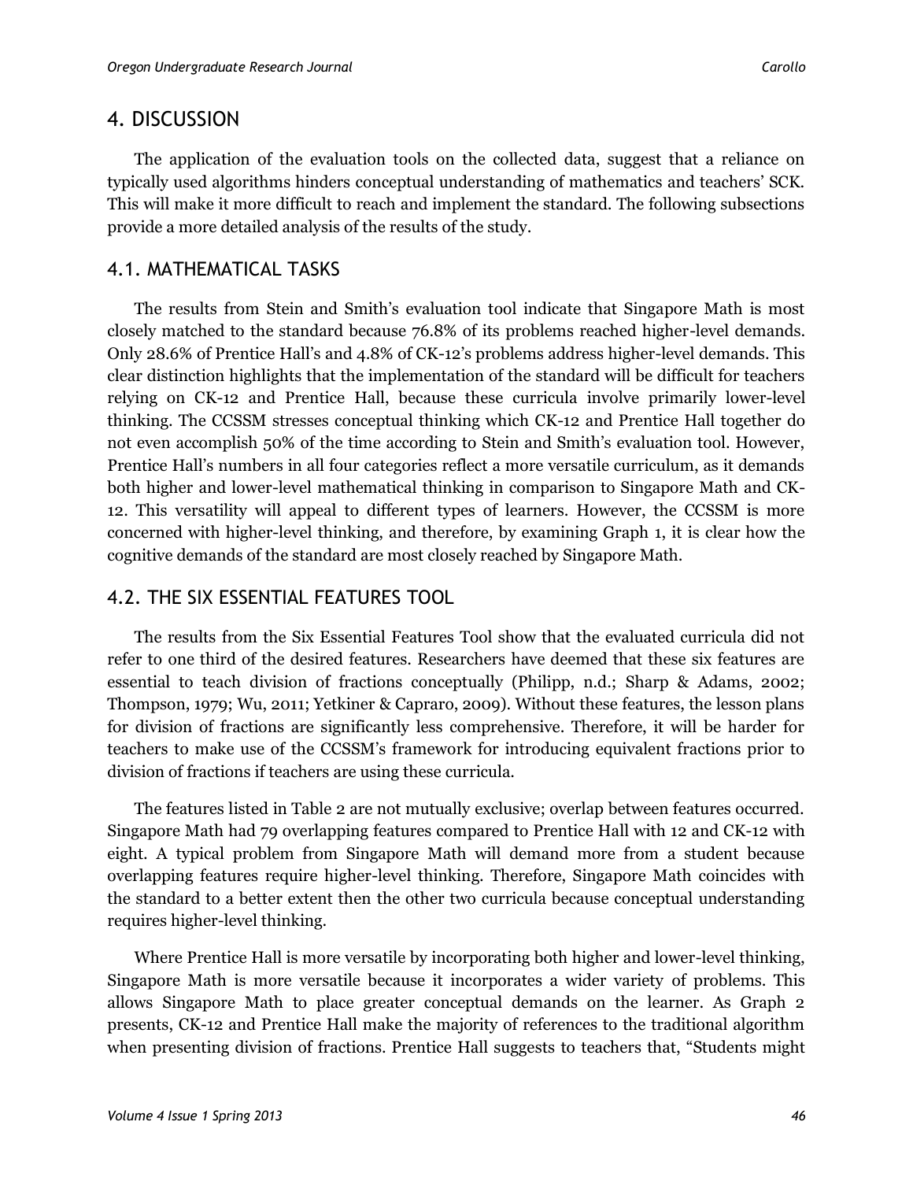## 4. DISCUSSION

The application of the evaluation tools on the collected data, suggest that a reliance on typically used algorithms hinders conceptual understanding of mathematics and teachers' SCK. This will make it more difficult to reach and implement the standard. The following subsections provide a more detailed analysis of the results of the study.

### 4.1. MATHEMATICAL TASKS

The results from Stein and Smith's evaluation tool indicate that Singapore Math is most closely matched to the standard because 76.8% of its problems reached higher-level demands. Only 28.6% of Prentice Hall's and 4.8% of CK-12's problems address higher-level demands. This clear distinction highlights that the implementation of the standard will be difficult for teachers relying on CK-12 and Prentice Hall, because these curricula involve primarily lower-level thinking. The CCSSM stresses conceptual thinking which CK-12 and Prentice Hall together do not even accomplish 50% of the time according to Stein and Smith's evaluation tool. However, Prentice Hall's numbers in all four categories reflect a more versatile curriculum, as it demands both higher and lower-level mathematical thinking in comparison to Singapore Math and CK-12. This versatility will appeal to different types of learners. However, the CCSSM is more concerned with higher-level thinking, and therefore, by examining Graph 1, it is clear how the cognitive demands of the standard are most closely reached by Singapore Math.

### 4.2. THE SIX ESSENTIAL FEATURES TOOL

The results from the Six Essential Features Tool show that the evaluated curricula did not refer to one third of the desired features. Researchers have deemed that these six features are essential to teach division of fractions conceptually (Philipp, n.d.; Sharp & Adams, 2002; Thompson, 1979; Wu, 2011; Yetkiner & Capraro, 2009). Without these features, the lesson plans for division of fractions are significantly less comprehensive. Therefore, it will be harder for teachers to make use of the CCSSM's framework for introducing equivalent fractions prior to division of fractions if teachers are using these curricula.

The features listed in Table 2 are not mutually exclusive; overlap between features occurred. Singapore Math had 79 overlapping features compared to Prentice Hall with 12 and CK-12 with eight. A typical problem from Singapore Math will demand more from a student because overlapping features require higher-level thinking. Therefore, Singapore Math coincides with the standard to a better extent then the other two curricula because conceptual understanding requires higher-level thinking.

Where Prentice Hall is more versatile by incorporating both higher and lower-level thinking, Singapore Math is more versatile because it incorporates a wider variety of problems. This allows Singapore Math to place greater conceptual demands on the learner. As Graph 2 presents, CK-12 and Prentice Hall make the majority of references to the traditional algorithm when presenting division of fractions. Prentice Hall suggests to teachers that, "Students might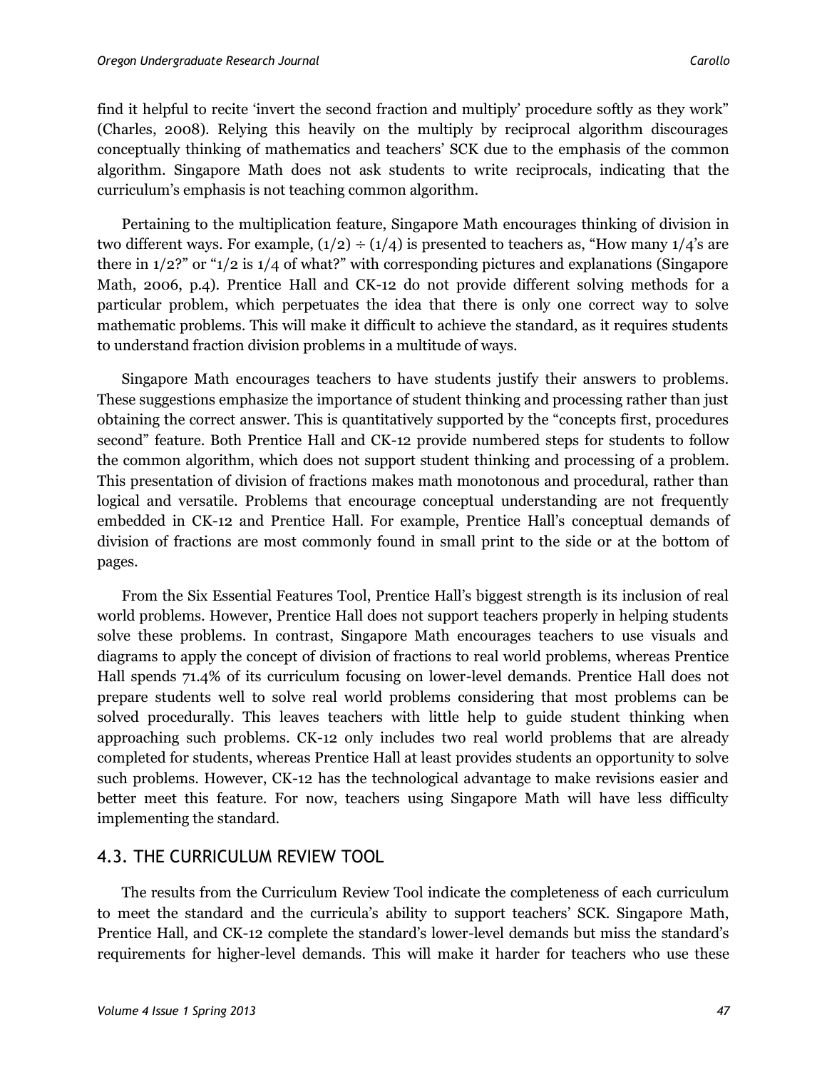find it helpful to recite 'invert the second fraction and multiply' procedure softly as they work" (Charles, 2008). Relying this heavily on the multiply by reciprocal algorithm discourages conceptually thinking of mathematics and teachers' SCK due to the emphasis of the common algorithm. Singapore Math does not ask students to write reciprocals, indicating that the curriculum's emphasis is not teaching common algorithm.

Pertaining to the multiplication feature, Singapore Math encourages thinking of division in two different ways. For example, $(1/2) \div (1/4)$ is presented to teachers as, "How many 1/4's are there in 1/2?" or "1/2 is 1/4 of what?" with corresponding pictures and explanations (Singapore Math, 2006, p.4). Prentice Hall and CK-12 do not provide different solving methods for a particular problem, which perpetuates the idea that there is only one correct way to solve mathematic problems. This will make it difficult to achieve the standard, as it requires students to understand fraction division problems in a multitude of ways.

Singapore Math encourages teachers to have students justify their answers to problems. These suggestions emphasize the importance of student thinking and processing rather than just obtaining the correct answer. This is quantitatively supported by the "concepts first, procedures second" feature. Both Prentice Hall and CK-12 provide numbered steps for students to follow the common algorithm, which does not support student thinking and processing of a problem. This presentation of division of fractions makes math monotonous and procedural, rather than logical and versatile. Problems that encourage conceptual understanding are not frequently embedded in CK-12 and Prentice Hall. For example, Prentice Hall's conceptual demands of division of fractions are most commonly found in small print to the side or at the bottom of pages.

From the Six Essential Features Tool, Prentice Hall's biggest strength is its inclusion of real world problems. However, Prentice Hall does not support teachers properly in helping students solve these problems. In contrast, Singapore Math encourages teachers to use visuals and diagrams to apply the concept of division of fractions to real world problems, whereas Prentice Hall spends 71.4% of its curriculum focusing on lower-level demands. Prentice Hall does not prepare students well to solve real world problems considering that most problems can be solved procedurally. This leaves teachers with little help to guide student thinking when approaching such problems. CK-12 only includes two real world problems that are already completed for students, whereas Prentice Hall at least provides students an opportunity to solve such problems. However, CK-12 has the technological advantage to make revisions easier and better meet this feature. For now, teachers using Singapore Math will have less difficulty implementing the standard.

## 4.3. THE CURRICULUM REVIEW TOOL

The results from the Curriculum Review Tool indicate the completeness of each curriculum to meet the standard and the curricula's ability to support teachers' SCK. Singapore Math, Prentice Hall, and CK-12 complete the standard's lower-level demands but miss the standard's requirements for higher-level demands. This will make it harder for teachers who use these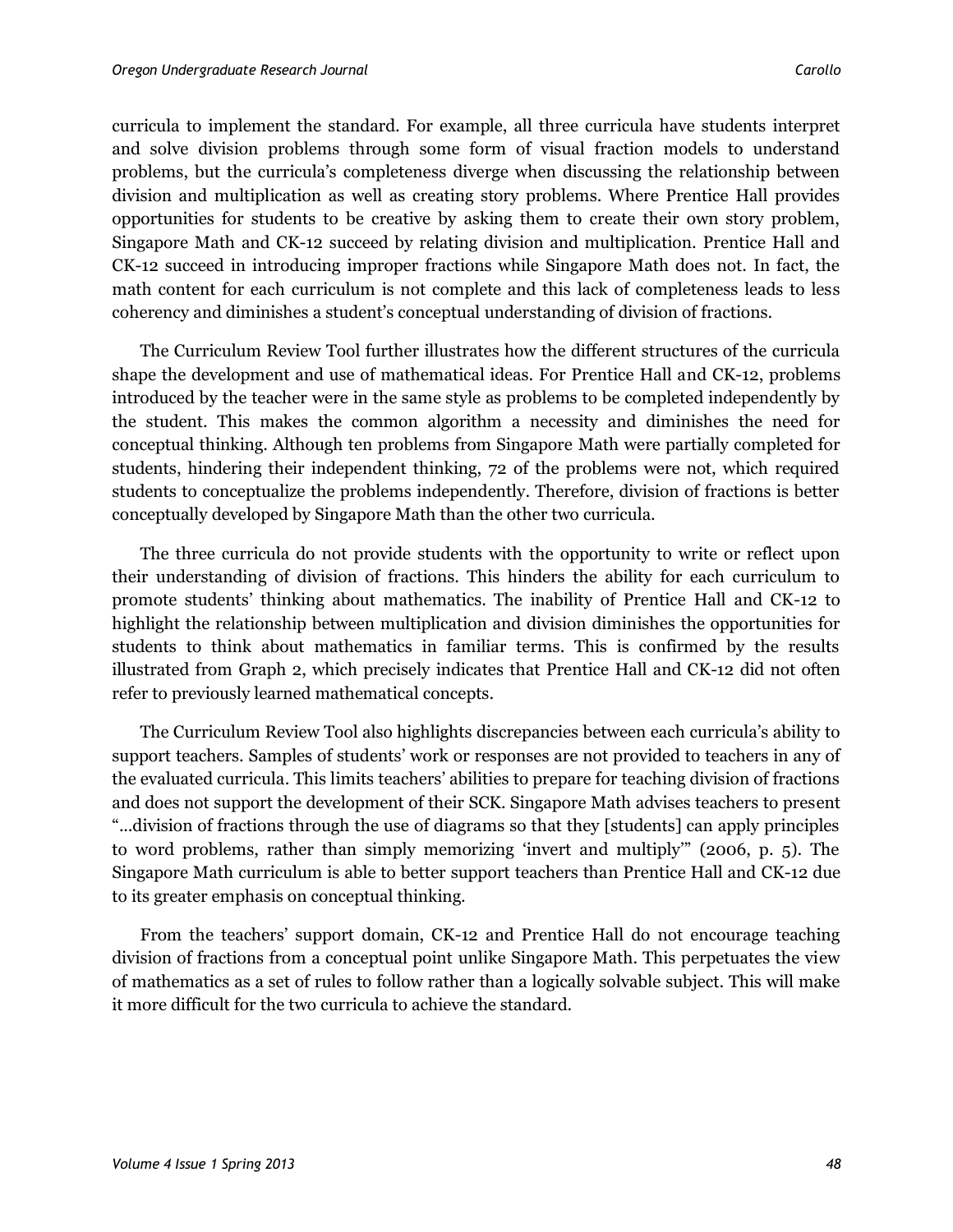curricula to implement the standard. For example, all three curricula have students interpret and solve division problems through some form of visual fraction models to understand problems, but the curricula's completeness diverge when discussing the relationship between division and multiplication as well as creating story problems. Where Prentice Hall provides opportunities for students to be creative by asking them to create their own story problem, Singapore Math and CK-12 succeed by relating division and multiplication. Prentice Hall and CK-12 succeed in introducing improper fractions while Singapore Math does not. In fact, the math content for each curriculum is not complete and this lack of completeness leads to less coherency and diminishes a student's conceptual understanding of division of fractions.

The Curriculum Review Tool further illustrates how the different structures of the curricula shape the development and use of mathematical ideas. For Prentice Hall and CK-12, problems introduced by the teacher were in the same style as problems to be completed independently by the student. This makes the common algorithm a necessity and diminishes the need for conceptual thinking. Although ten problems from Singapore Math were partially completed for students, hindering their independent thinking, 72 of the problems were not, which required students to conceptualize the problems independently. Therefore, division of fractions is better conceptually developed by Singapore Math than the other two curricula.

The three curricula do not provide students with the opportunity to write or reflect upon their understanding of division of fractions. This hinders the ability for each curriculum to promote students' thinking about mathematics. The inability of Prentice Hall and CK-12 to highlight the relationship between multiplication and division diminishes the opportunities for students to think about mathematics in familiar terms. This is confirmed by the results illustrated from Graph 2, which precisely indicates that Prentice Hall and CK-12 did not often refer to previously learned mathematical concepts.

The Curriculum Review Tool also highlights discrepancies between each curricula's ability to support teachers. Samples of students' work or responses are not provided to teachers in any of the evaluated curricula. This limits teachers' abilities to prepare for teaching division of fractions and does not support the development of their SCK. Singapore Math advises teachers to present "…division of fractions through the use of diagrams so that they [students] can apply principles to word problems, rather than simply memorizing 'invert and multiply'" (2006, p. 5). The Singapore Math curriculum is able to better support teachers than Prentice Hall and CK-12 due to its greater emphasis on conceptual thinking.

From the teachers' support domain, CK-12 and Prentice Hall do not encourage teaching division of fractions from a conceptual point unlike Singapore Math. This perpetuates the view of mathematics as a set of rules to follow rather than a logically solvable subject. This will make it more difficult for the two curricula to achieve the standard.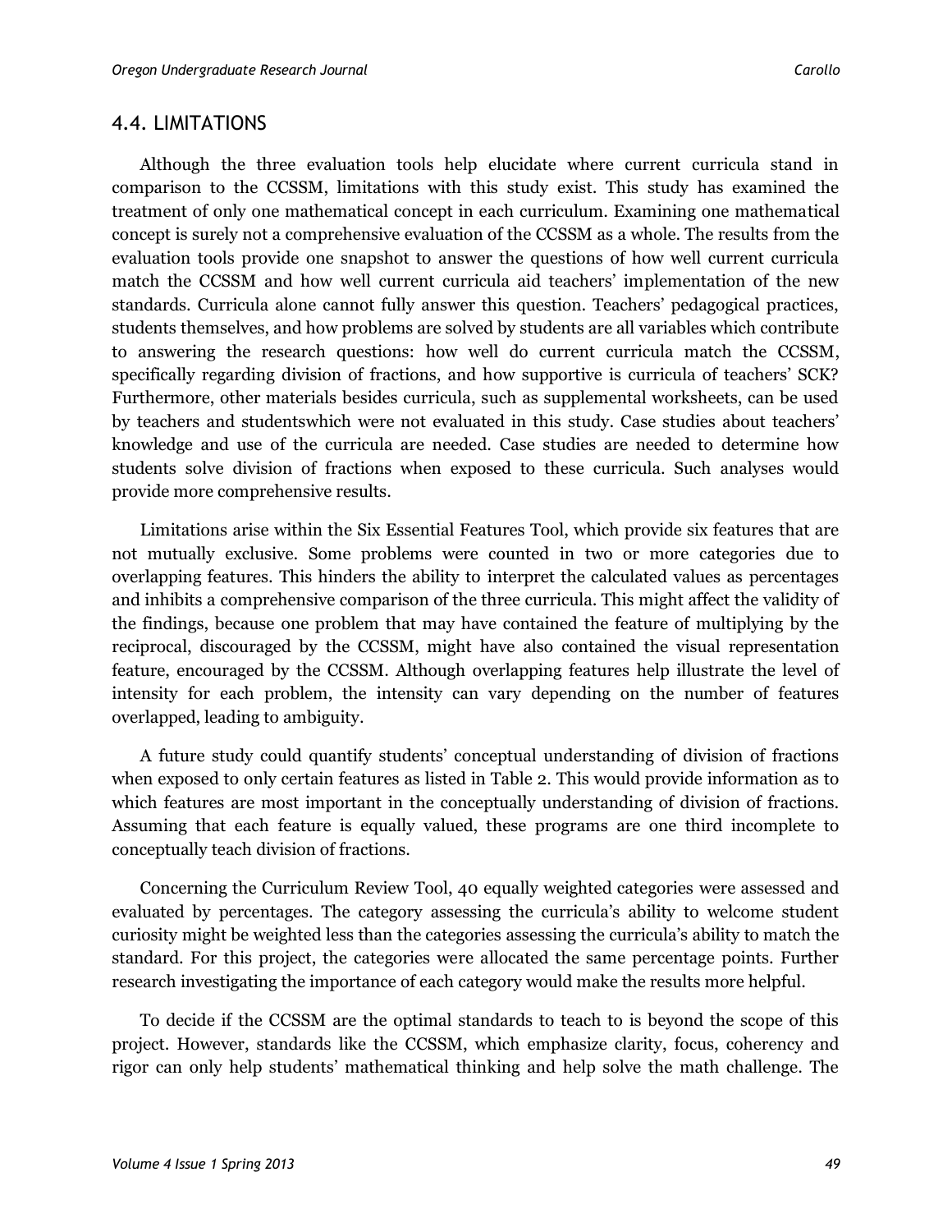## 4.4. LIMITATIONS

Although the three evaluation tools help elucidate where current curricula stand in comparison to the CCSSM, limitations with this study exist. This study has examined the treatment of only one mathematical concept in each curriculum. Examining one mathematical concept is surely not a comprehensive evaluation of the CCSSM as a whole. The results from the evaluation tools provide one snapshot to answer the questions of how well current curricula match the CCSSM and how well current curricula aid teachers' implementation of the new standards. Curricula alone cannot fully answer this question. Teachers' pedagogical practices, students themselves, and how problems are solved by students are all variables which contribute to answering the research questions: how well do current curricula match the CCSSM, specifically regarding division of fractions, and how supportive is curricula of teachers' SCK? Furthermore, other materials besides curricula, such as supplemental worksheets, can be used by teachers and studentswhich were not evaluated in this study. Case studies about teachers' knowledge and use of the curricula are needed. Case studies are needed to determine how students solve division of fractions when exposed to these curricula. Such analyses would provide more comprehensive results.

Limitations arise within the Six Essential Features Tool, which provide six features that are not mutually exclusive. Some problems were counted in two or more categories due to overlapping features. This hinders the ability to interpret the calculated values as percentages and inhibits a comprehensive comparison of the three curricula. This might affect the validity of the findings, because one problem that may have contained the feature of multiplying by the reciprocal, discouraged by the CCSSM, might have also contained the visual representation feature, encouraged by the CCSSM. Although overlapping features help illustrate the level of intensity for each problem, the intensity can vary depending on the number of features overlapped, leading to ambiguity.

A future study could quantify students' conceptual understanding of division of fractions when exposed to only certain features as listed in Table 2. This would provide information as to which features are most important in the conceptually understanding of division of fractions. Assuming that each feature is equally valued, these programs are one third incomplete to conceptually teach division of fractions.

Concerning the Curriculum Review Tool, 40 equally weighted categories were assessed and evaluated by percentages. The category assessing the curricula's ability to welcome student curiosity might be weighted less than the categories assessing the curricula's ability to match the standard. For this project, the categories were allocated the same percentage points. Further research investigating the importance of each category would make the results more helpful.

To decide if the CCSSM are the optimal standards to teach to is beyond the scope of this project. However, standards like the CCSSM, which emphasize clarity, focus, coherency and rigor can only help students' mathematical thinking and help solve the math challenge. The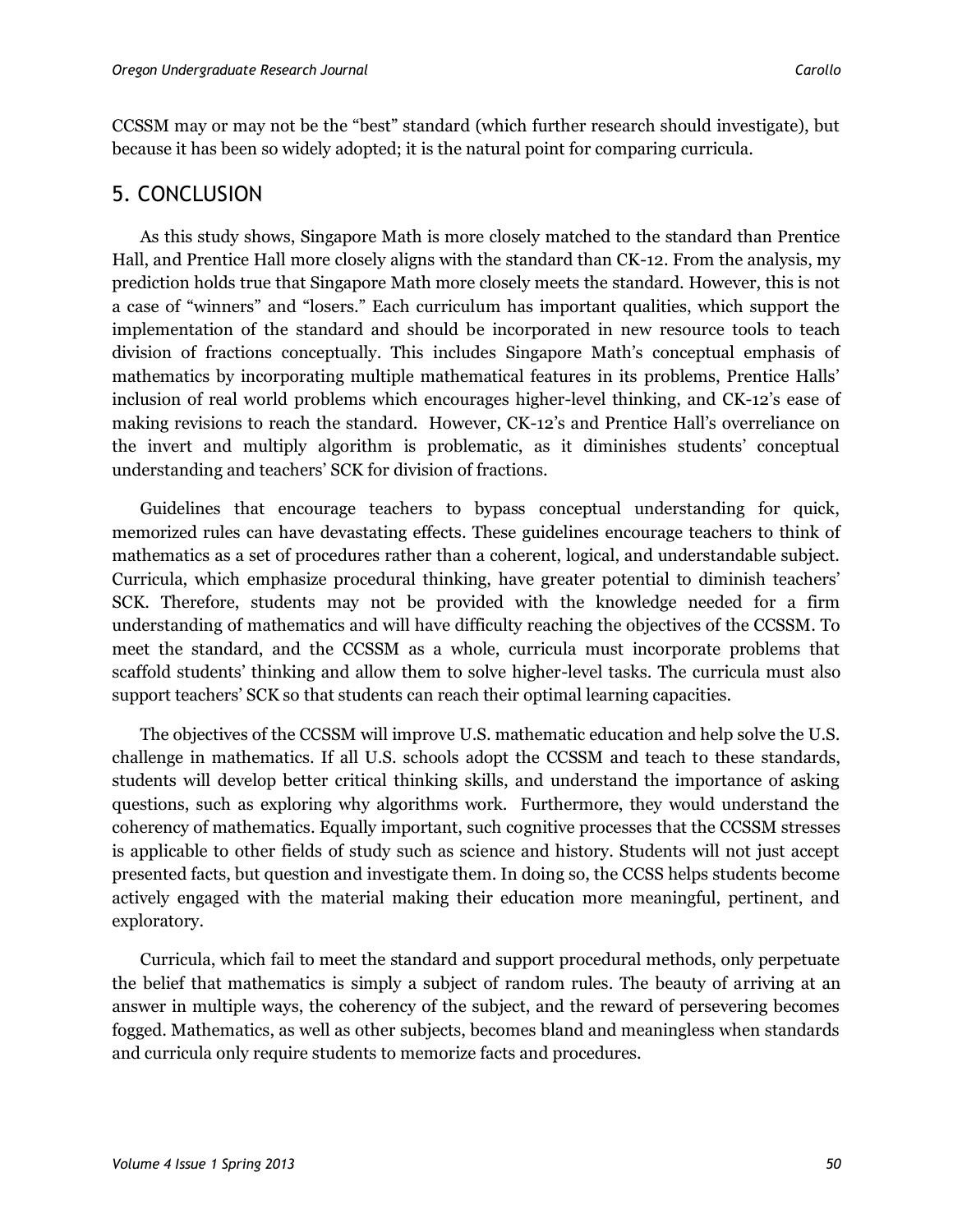CCSSM may or may not be the "best" standard (which further research should investigate), but because it has been so widely adopted; it is the natural point for comparing curricula.

## 5. CONCLUSION

As this study shows, Singapore Math is more closely matched to the standard than Prentice Hall, and Prentice Hall more closely aligns with the standard than CK-12. From the analysis, my prediction holds true that Singapore Math more closely meets the standard. However, this is not a case of "winners" and "losers." Each curriculum has important qualities, which support the implementation of the standard and should be incorporated in new resource tools to teach division of fractions conceptually. This includes Singapore Math's conceptual emphasis of mathematics by incorporating multiple mathematical features in its problems, Prentice Halls' inclusion of real world problems which encourages higher-level thinking, and CK-12's ease of making revisions to reach the standard. However, CK-12's and Prentice Hall's overreliance on the invert and multiply algorithm is problematic, as it diminishes students' conceptual understanding and teachers' SCK for division of fractions.

Guidelines that encourage teachers to bypass conceptual understanding for quick, memorized rules can have devastating effects. These guidelines encourage teachers to think of mathematics as a set of procedures rather than a coherent, logical, and understandable subject. Curricula, which emphasize procedural thinking, have greater potential to diminish teachers' SCK. Therefore, students may not be provided with the knowledge needed for a firm understanding of mathematics and will have difficulty reaching the objectives of the CCSSM. To meet the standard, and the CCSSM as a whole, curricula must incorporate problems that scaffold students' thinking and allow them to solve higher-level tasks. The curricula must also support teachers' SCK so that students can reach their optimal learning capacities.

The objectives of the CCSSM will improve U.S. mathematic education and help solve the U.S. challenge in mathematics. If all U.S. schools adopt the CCSSM and teach to these standards, students will develop better critical thinking skills, and understand the importance of asking questions, such as exploring why algorithms work. Furthermore, they would understand the coherency of mathematics. Equally important, such cognitive processes that the CCSSM stresses is applicable to other fields of study such as science and history. Students will not just accept presented facts, but question and investigate them. In doing so, the CCSS helps students become actively engaged with the material making their education more meaningful, pertinent, and exploratory.

Curricula, which fail to meet the standard and support procedural methods, only perpetuate the belief that mathematics is simply a subject of random rules. The beauty of arriving at an answer in multiple ways, the coherency of the subject, and the reward of persevering becomes fogged. Mathematics, as well as other subjects, becomes bland and meaningless when standards and curricula only require students to memorize facts and procedures.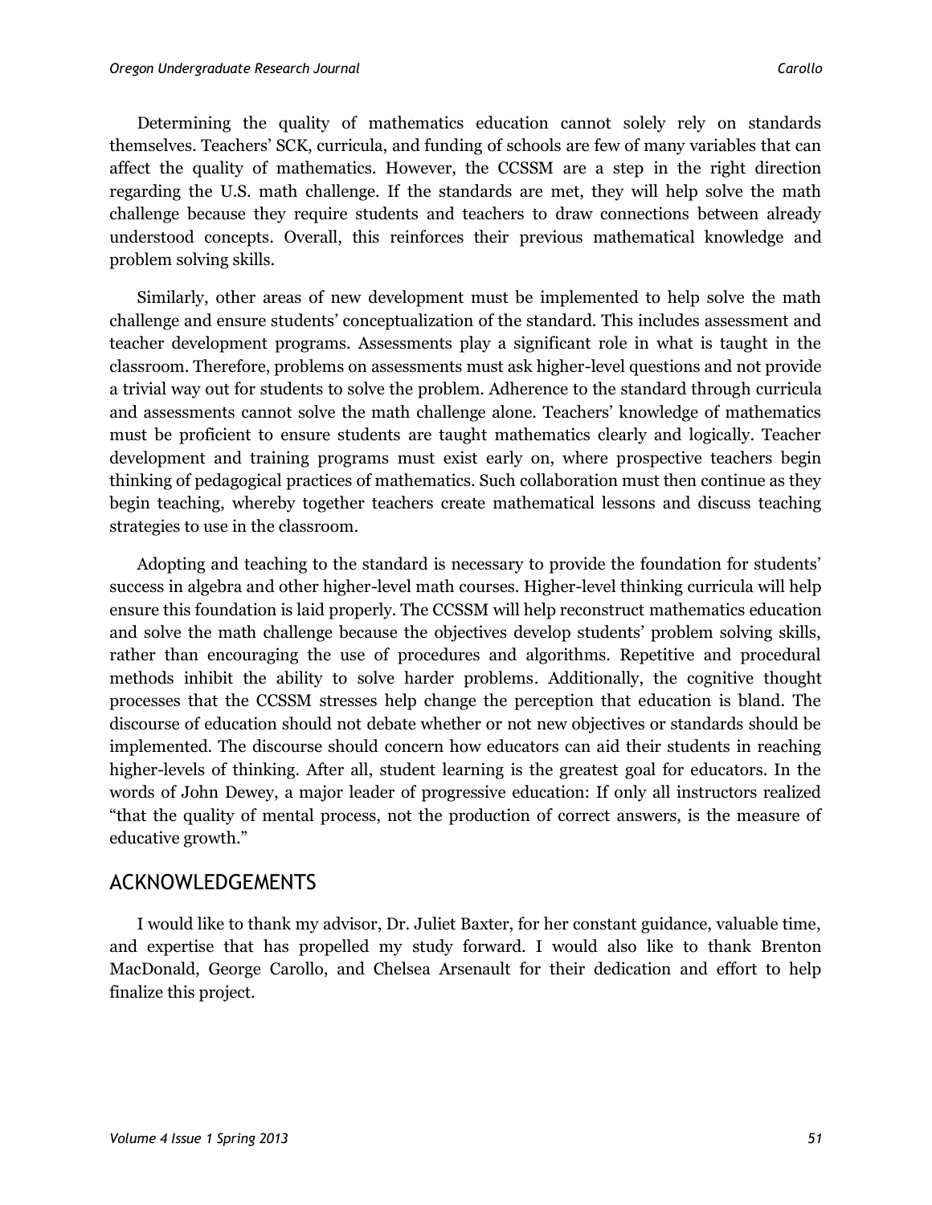Determining the quality of mathematics education cannot solely rely on standards themselves. Teachers' SCK, curricula, and funding of schools are few of many variables that can affect the quality of mathematics. However, the CCSSM are a step in the right direction regarding the U.S. math challenge. If the standards are met, they will help solve the math challenge because they require students and teachers to draw connections between already understood concepts. Overall, this reinforces their previous mathematical knowledge and problem solving skills.

Similarly, other areas of new development must be implemented to help solve the math challenge and ensure students' conceptualization of the standard. This includes assessment and teacher development programs. Assessments play a significant role in what is taught in the classroom. Therefore, problems on assessments must ask higher-level questions and not provide a trivial way out for students to solve the problem. Adherence to the standard through curricula and assessments cannot solve the math challenge alone. Teachers' knowledge of mathematics must be proficient to ensure students are taught mathematics clearly and logically. Teacher development and training programs must exist early on, where prospective teachers begin thinking of pedagogical practices of mathematics. Such collaboration must then continue as they begin teaching, whereby together teachers create mathematical lessons and discuss teaching strategies to use in the classroom.

Adopting and teaching to the standard is necessary to provide the foundation for students' success in algebra and other higher-level math courses. Higher-level thinking curricula will help ensure this foundation is laid properly. The CCSSM will help reconstruct mathematics education and solve the math challenge because the objectives develop students' problem solving skills, rather than encouraging the use of procedures and algorithms. Repetitive and procedural methods inhibit the ability to solve harder problems. Additionally, the cognitive thought processes that the CCSSM stresses help change the perception that education is bland. The discourse of education should not debate whether or not new objectives or standards should be implemented. The discourse should concern how educators can aid their students in reaching higher-levels of thinking. After all, student learning is the greatest goal for educators. In the words of John Dewey, a major leader of progressive education: If only all instructors realized "that the quality of mental process, not the production of correct answers, is the measure of educative growth."

## ACKNOWLEDGEMENTS

I would like to thank my advisor, Dr. Juliet Baxter, for her constant guidance, valuable time, and expertise that has propelled my study forward. I would also like to thank Brenton MacDonald, George Carollo, and Chelsea Arsenault for their dedication and effort to help finalize this project.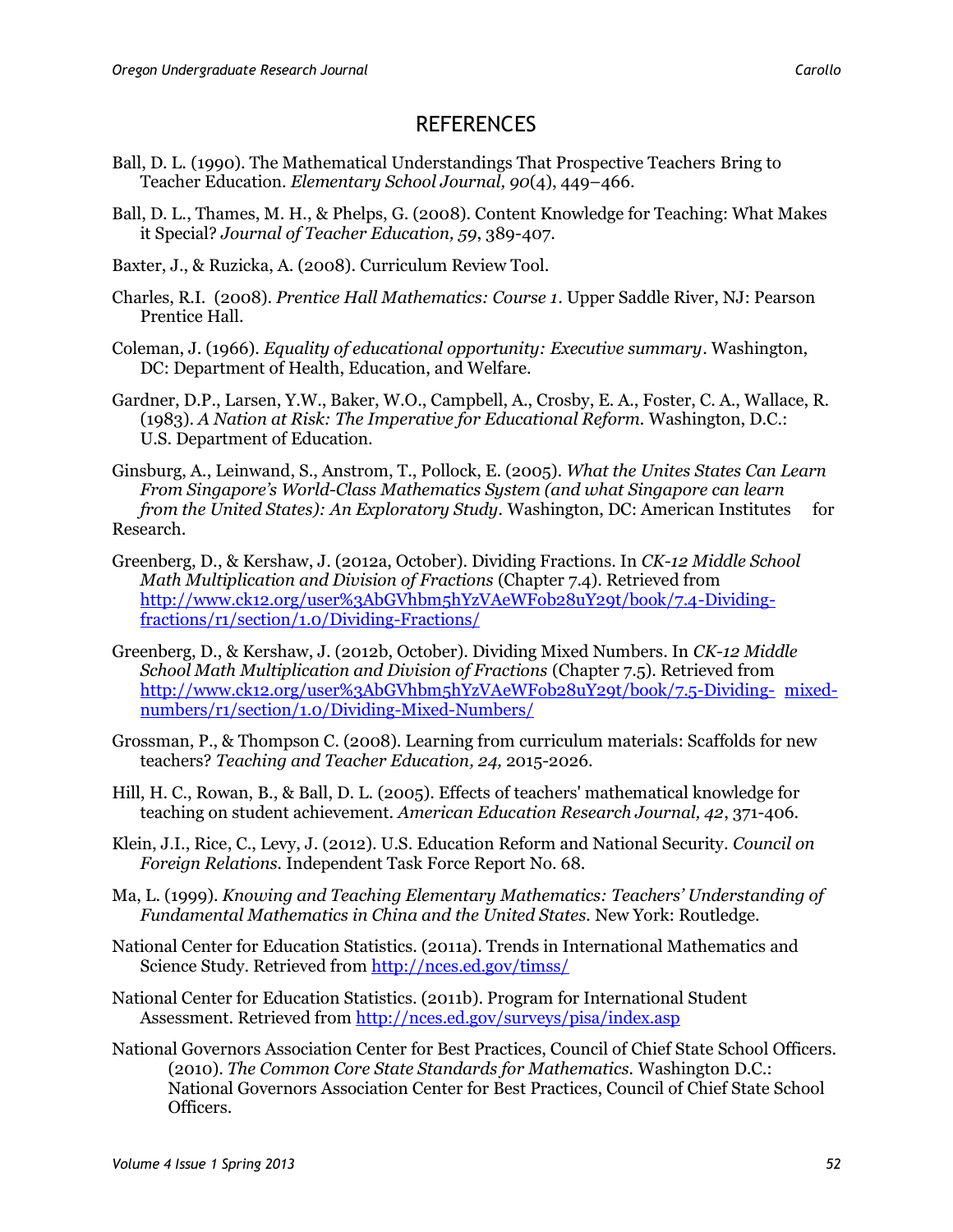## REFERENCES

Ball, D. L. (1990). The Mathematical Understandings That Prospective Teachers Bring to Teacher Education. *Elementary School Journal, 90*(4), 449–466.

Ball, D. L., Thames, M. H., & Phelps, G. (2008). Content Knowledge for Teaching: What Makes it Special? *Journal of Teacher Education, 59*, 389-407.

Baxter, J., & Ruzicka, A. (2008). Curriculum Review Tool.

Charles, R.I. (2008). *Prentice Hall Mathematics: Course 1*. Upper Saddle River, NJ: Pearson Prentice Hall.

Coleman, J. (1966). *Equality of educational opportunity: Executive summary*. Washington, DC: Department of Health, Education, and Welfare.

Gardner, D.P., Larsen, Y.W., Baker, W.O., Campbell, A., Crosby, E. A., Foster, C. A., Wallace, R. (1983). *A Nation at Risk: The Imperative for Educational Reform*. Washington, D.C.: U.S. Department of Education.

Ginsburg, A., Leinwand, S., Anstrom, T., Pollock, E. (2005). *What the Unites States Can Learn From Singapore's World-Class Mathematics System (and what Singapore can learn from the United States): An Exploratory Study*. Washington, DC: American Institutes for Research.

Greenberg, D., & Kershaw, J. (2012a, October). Dividing Fractions. In *CK-12 Middle School Math Multiplication and Division of Fractions* (Chapter 7.4). Retrieved from http://www.ck12.org/user%3AbGVhbm5hYzVAeWFob28uY29t/book/7.4-Dividing-fractions/r1/section/1.0/Dividing-Fractions/

Greenberg, D., & Kershaw, J. (2012b, October). Dividing Mixed Numbers. In *CK-12 Middle School Math Multiplication and Division of Fractions* (Chapter 7.5). Retrieved from http://www.ck12.org/user%3AbGVhbm5hYzVAeWFob28uY29t/book/7.5-Dividing-mixed-numbers/r1/section/1.0/Dividing-Mixed-Numbers/

Grossman, P., & Thompson C. (2008). Learning from curriculum materials: Scaffolds for new teachers? *Teaching and Teacher Education, 24,* 2015-2026.

Hill, H. C., Rowan, B., & Ball, D. L. (2005). Effects of teachers' mathematical knowledge for teaching on student achievement. *American Education Research Journal, 42*, 371-406.

Klein, J.I., Rice, C., Levy, J. (2012). U.S. Education Reform and National Security. *Council on Foreign Relations.* Independent Task Force Report No. 68.

Ma, L. (1999). *Knowing and Teaching Elementary Mathematics: Teachers' Understanding of Fundamental Mathematics in China and the United States.* New York: Routledge.

National Center for Education Statistics. (2011a). Trends in International Mathematics and Science Study. Retrieved from http://nces.ed.gov/timss/

National Center for Education Statistics. (2011b). Program for International Student Assessment. Retrieved from http://nces.ed.gov/surveys/pisa/index.asp

National Governors Association Center for Best Practices, Council of Chief State School Officers. (2010). *The Common Core State Standards for Mathematics.* Washington D.C.: National Governors Association Center for Best Practices, Council of Chief State School Officers.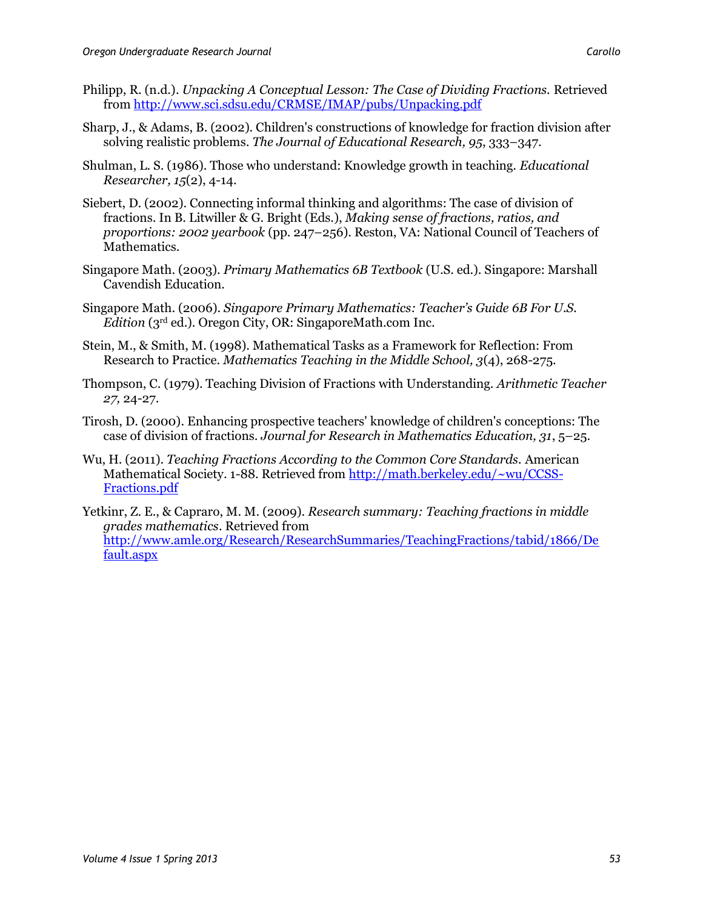Philipp, R. (n.d.). *Unpacking A Conceptual Lesson: The Case of Dividing Fractions.* Retrieved from http://www.sci.sdsu.edu/CRMSE/IMAP/pubs/Unpacking.pdf

Sharp, J., & Adams, B. (2002). Children's constructions of knowledge for fraction division after solving realistic problems. *The Journal of Educational Research, 95*, 333–347.

Shulman, L. S. (1986). Those who understand: Knowledge growth in teaching. *Educational Researcher, 15*(2), 4-14.

Siebert, D. (2002). Connecting informal thinking and algorithms: The case of division of fractions. In B. Litwiller & G. Bright (Eds.), *Making sense of fractions, ratios, and proportions: 2002 yearbook* (pp. 247–256). Reston, VA: National Council of Teachers of Mathematics.

Singapore Math. (2003). *Primary Mathematics 6B Textbook* (U.S. ed.). Singapore: Marshall Cavendish Education.

Singapore Math. (2006). *Singapore Primary Mathematics: Teacher's Guide 6B For U.S. Edition* (3rd ed.). Oregon City, OR: SingaporeMath.com Inc.

Stein, M., & Smith, M. (1998). Mathematical Tasks as a Framework for Reflection: From Research to Practice. *Mathematics Teaching in the Middle School, 3*(4), 268-275.

Thompson, C. (1979). Teaching Division of Fractions with Understanding. *Arithmetic Teacher 27,* 24-27.

Tirosh, D. (2000). Enhancing prospective teachers' knowledge of children's conceptions: The case of division of fractions. *Journal for Research in Mathematics Education, 31*, 5–25.

Wu, H. (2011). *Teaching Fractions According to the Common Core Standards*. American Mathematical Society. 1-88. Retrieved from http://math.berkeley.edu/~wu/CCSS-Fractions.pdf

Yetkinr, Z. E., & Capraro, M. M. (2009). *Research summary: Teaching fractions in middle grades mathematics*. Retrieved from http://www.amle.org/Research/ResearchSummaries/TeachingFractions/tabid/1866/Default.aspx